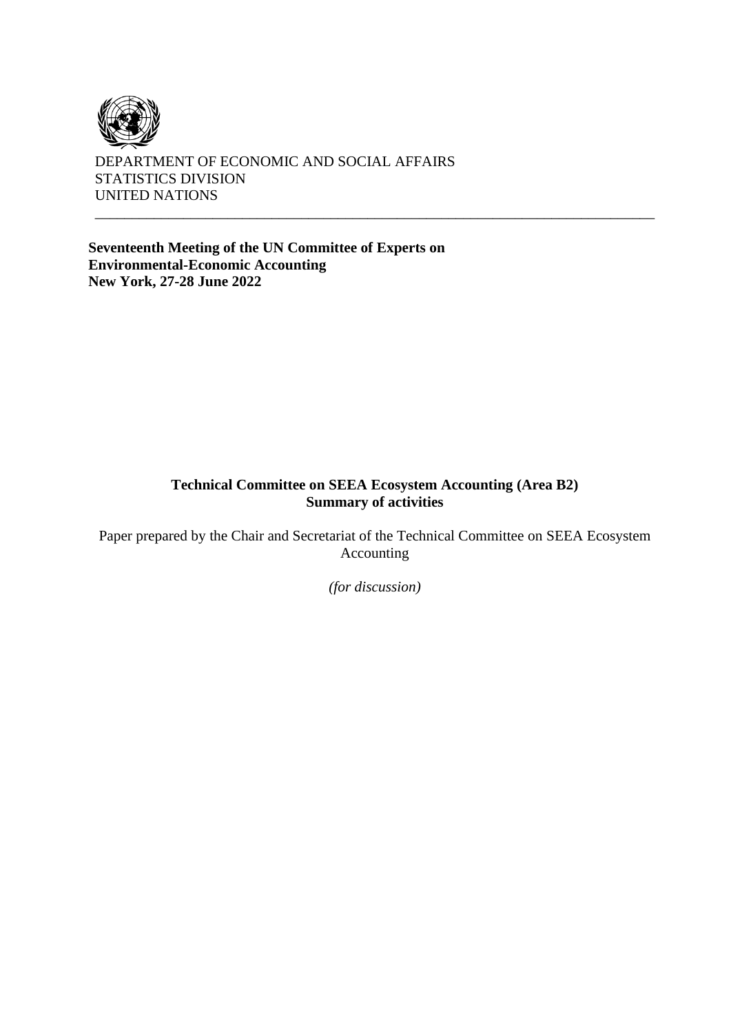DEPARTMENT OF ECONOMIC AND SOCIAL AFFAIRS
STATISTICS DIVISION
UNITED NATIONS

---

**Seventeenth Meeting of the UN Committee of Experts on Environmental-Economic Accounting**
**New York, 27-28 June 2022**

# Technical Committee on SEEA Ecosystem Accounting (Area B2)
## Summary of activities

Paper prepared by the Chair and Secretariat of the Technical Committee on SEEA Ecosystem Accounting

*(for discussion)*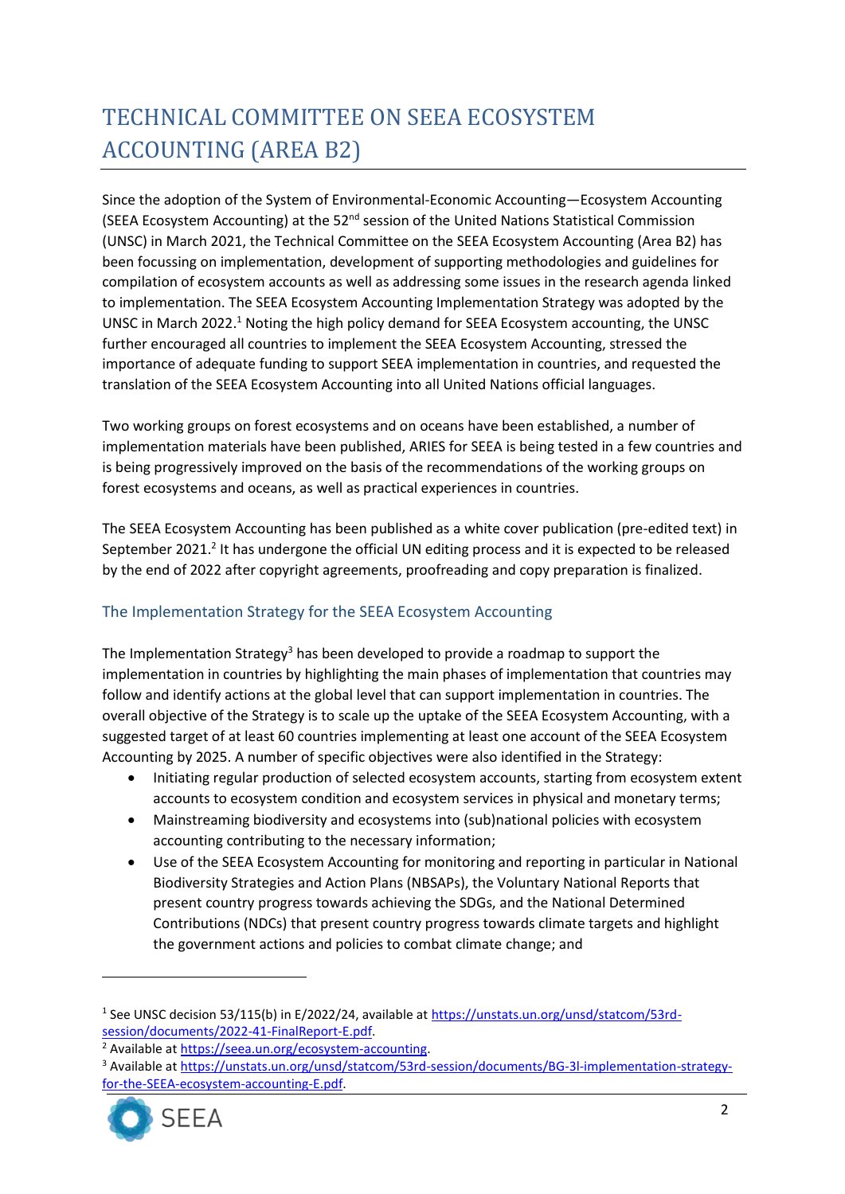# TECHNICAL COMMITTEE ON SEEA ECOSYSTEM ACCOUNTING (AREA B2)

Since the adoption of the System of Environmental-Economic Accounting—Ecosystem Accounting (SEEA Ecosystem Accounting) at the 52nd session of the United Nations Statistical Commission (UNSC) in March 2021, the Technical Committee on the SEEA Ecosystem Accounting (Area B2) has been focussing on implementation, development of supporting methodologies and guidelines for compilation of ecosystem accounts as well as addressing some issues in the research agenda linked to implementation. The SEEA Ecosystem Accounting Implementation Strategy was adopted by the UNSC in March 2022.[1] Noting the high policy demand for SEEA Ecosystem accounting, the UNSC further encouraged all countries to implement the SEEA Ecosystem Accounting, stressed the importance of adequate funding to support SEEA implementation in countries, and requested the translation of the SEEA Ecosystem Accounting into all United Nations official languages.

Two working groups on forest ecosystems and on oceans have been established, a number of implementation materials have been published, ARIES for SEEA is being tested in a few countries and is being progressively improved on the basis of the recommendations of the working groups on forest ecosystems and oceans, as well as practical experiences in countries.

The SEEA Ecosystem Accounting has been published as a white cover publication (pre-edited text) in September 2021.[2] It has undergone the official UN editing process and it is expected to be released by the end of 2022 after copyright agreements, proofreading and copy preparation is finalized.

## The Implementation Strategy for the SEEA Ecosystem Accounting

The Implementation Strategy[3] has been developed to provide a roadmap to support the implementation in countries by highlighting the main phases of implementation that countries may follow and identify actions at the global level that can support implementation in countries. The overall objective of the Strategy is to scale up the uptake of the SEEA Ecosystem Accounting, with a suggested target of at least 60 countries implementing at least one account of the SEEA Ecosystem Accounting by 2025. A number of specific objectives were also identified in the Strategy:

- Initiating regular production of selected ecosystem accounts, starting from ecosystem extent accounts to ecosystem condition and ecosystem services in physical and monetary terms;
- Mainstreaming biodiversity and ecosystems into (sub)national policies with ecosystem accounting contributing to the necessary information;
- Use of the SEEA Ecosystem Accounting for monitoring and reporting in particular in National Biodiversity Strategies and Action Plans (NBSAPs), the Voluntary National Reports that present country progress towards achieving the SDGs, and the National Determined Contributions (NDCs) that present country progress towards climate targets and highlight the government actions and policies to combat climate change; and

---

[1] See UNSC decision 53/115(b) in E/2022/24, available at https://unstats.un.org/unsd/statcom/53rd-session/documents/2022-41-FinalReport-E.pdf.

[2] Available at https://seea.un.org/ecosystem-accounting.

[3] Available at https://unstats.un.org/unsd/statcom/53rd-session/documents/BG-3l-implementation-strategy-for-the-SEEA-ecosystem-accounting-E.pdf.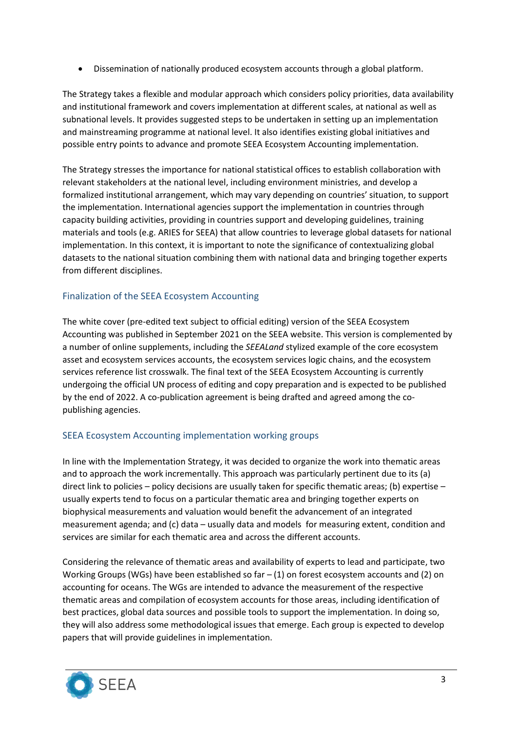- Dissemination of nationally produced ecosystem accounts through a global platform.

The Strategy takes a flexible and modular approach which considers policy priorities, data availability and institutional framework and covers implementation at different scales, at national as well as subnational levels. It provides suggested steps to be undertaken in setting up an implementation and mainstreaming programme at national level. It also identifies existing global initiatives and possible entry points to advance and promote SEEA Ecosystem Accounting implementation.

The Strategy stresses the importance for national statistical offices to establish collaboration with relevant stakeholders at the national level, including environment ministries, and develop a formalized institutional arrangement, which may vary depending on countries' situation, to support the implementation. International agencies support the implementation in countries through capacity building activities, providing in countries support and developing guidelines, training materials and tools (e.g. ARIES for SEEA) that allow countries to leverage global datasets for national implementation. In this context, it is important to note the significance of contextualizing global datasets to the national situation combining them with national data and bringing together experts from different disciplines.

## Finalization of the SEEA Ecosystem Accounting

The white cover (pre-edited text subject to official editing) version of the SEEA Ecosystem Accounting was published in September 2021 on the SEEA website. This version is complemented by a number of online supplements, including the *SEEALand* stylized example of the core ecosystem asset and ecosystem services accounts, the ecosystem services logic chains, and the ecosystem services reference list crosswalk. The final text of the SEEA Ecosystem Accounting is currently undergoing the official UN process of editing and copy preparation and is expected to be published by the end of 2022. A co-publication agreement is being drafted and agreed among the co-publishing agencies.

## SEEA Ecosystem Accounting implementation working groups

In line with the Implementation Strategy, it was decided to organize the work into thematic areas and to approach the work incrementally. This approach was particularly pertinent due to its (a) direct link to policies – policy decisions are usually taken for specific thematic areas; (b) expertise – usually experts tend to focus on a particular thematic area and bringing together experts on biophysical measurements and valuation would benefit the advancement of an integrated measurement agenda; and (c) data – usually data and models for measuring extent, condition and services are similar for each thematic area and across the different accounts.

Considering the relevance of thematic areas and availability of experts to lead and participate, two Working Groups (WGs) have been established so far – (1) on forest ecosystem accounts and (2) on accounting for oceans. The WGs are intended to advance the measurement of the respective thematic areas and compilation of ecosystem accounts for those areas, including identification of best practices, global data sources and possible tools to support the implementation. In doing so, they will also address some methodological issues that emerge. Each group is expected to develop papers that will provide guidelines in implementation.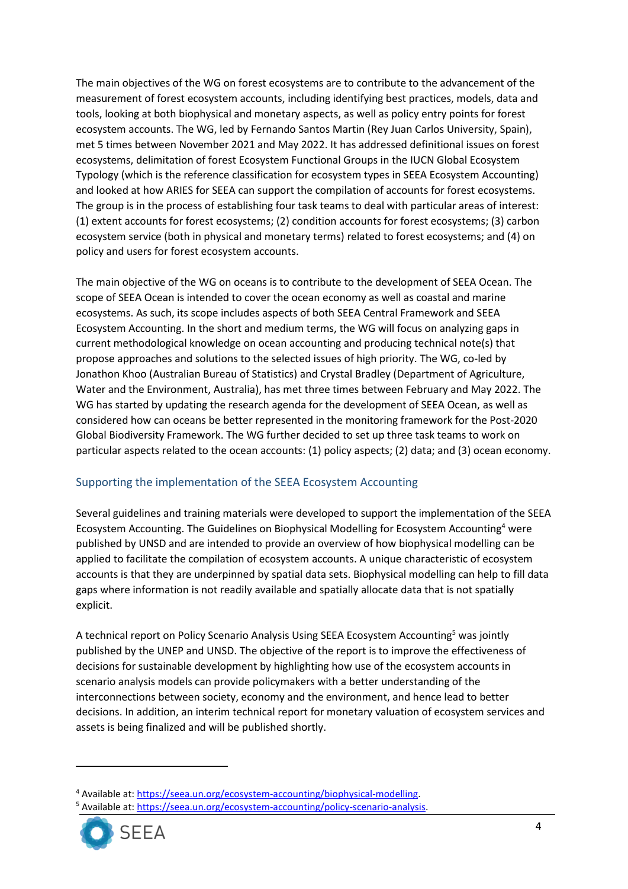The main objectives of the WG on forest ecosystems are to contribute to the advancement of the measurement of forest ecosystem accounts, including identifying best practices, models, data and tools, looking at both biophysical and monetary aspects, as well as policy entry points for forest ecosystem accounts. The WG, led by Fernando Santos Martin (Rey Juan Carlos University, Spain), met 5 times between November 2021 and May 2022. It has addressed definitional issues on forest ecosystems, delimitation of forest Ecosystem Functional Groups in the IUCN Global Ecosystem Typology (which is the reference classification for ecosystem types in SEEA Ecosystem Accounting) and looked at how ARIES for SEEA can support the compilation of accounts for forest ecosystems. The group is in the process of establishing four task teams to deal with particular areas of interest: (1) extent accounts for forest ecosystems; (2) condition accounts for forest ecosystems; (3) carbon ecosystem service (both in physical and monetary terms) related to forest ecosystems; and (4) on policy and users for forest ecosystem accounts.

The main objective of the WG on oceans is to contribute to the development of SEEA Ocean. The scope of SEEA Ocean is intended to cover the ocean economy as well as coastal and marine ecosystems. As such, its scope includes aspects of both SEEA Central Framework and SEEA Ecosystem Accounting. In the short and medium terms, the WG will focus on analyzing gaps in current methodological knowledge on ocean accounting and producing technical note(s) that propose approaches and solutions to the selected issues of high priority. The WG, co-led by Jonathon Khoo (Australian Bureau of Statistics) and Crystal Bradley (Department of Agriculture, Water and the Environment, Australia), has met three times between February and May 2022. The WG has started by updating the research agenda for the development of SEEA Ocean, as well as considered how can oceans be better represented in the monitoring framework for the Post-2020 Global Biodiversity Framework. The WG further decided to set up three task teams to work on particular aspects related to the ocean accounts: (1) policy aspects; (2) data; and (3) ocean economy.

## Supporting the implementation of the SEEA Ecosystem Accounting

Several guidelines and training materials were developed to support the implementation of the SEEA Ecosystem Accounting. The Guidelines on Biophysical Modelling for Ecosystem Accounting[4] were published by UNSD and are intended to provide an overview of how biophysical modelling can be applied to facilitate the compilation of ecosystem accounts. A unique characteristic of ecosystem accounts is that they are underpinned by spatial data sets. Biophysical modelling can help to fill data gaps where information is not readily available and spatially allocate data that is not spatially explicit.

A technical report on Policy Scenario Analysis Using SEEA Ecosystem Accounting[5] was jointly published by the UNEP and UNSD. The objective of the report is to improve the effectiveness of decisions for sustainable development by highlighting how use of the ecosystem accounts in scenario analysis models can provide policymakers with a better understanding of the interconnections between society, economy and the environment, and hence lead to better decisions. In addition, an interim technical report for monetary valuation of ecosystem services and assets is being finalized and will be published shortly.

---

[4] Available at: https://seea.un.org/ecosystem-accounting/biophysical-modelling.

[5] Available at: https://seea.un.org/ecosystem-accounting/policy-scenario-analysis.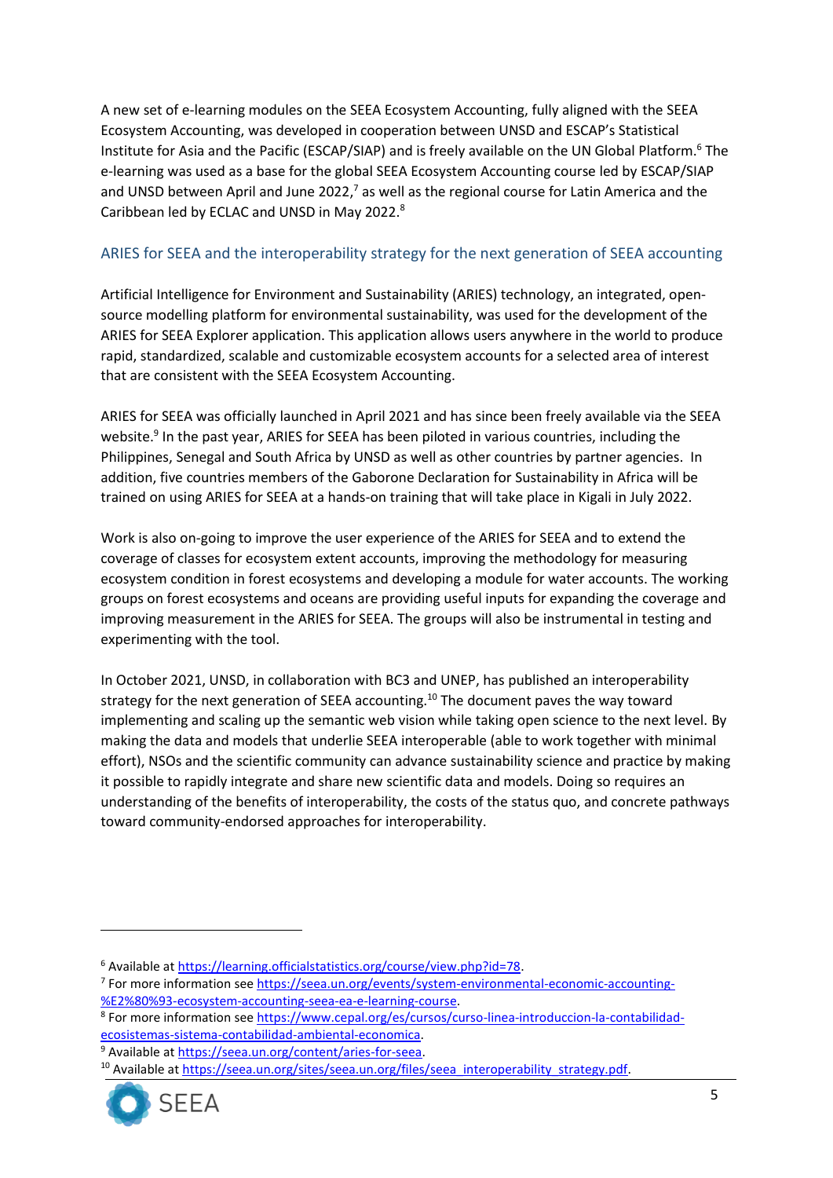A new set of e-learning modules on the SEEA Ecosystem Accounting, fully aligned with the SEEA Ecosystem Accounting, was developed in cooperation between UNSD and ESCAP's Statistical Institute for Asia and the Pacific (ESCAP/SIAP) and is freely available on the UN Global Platform.[6] The e-learning was used as a base for the global SEEA Ecosystem Accounting course led by ESCAP/SIAP and UNSD between April and June 2022,[7] as well as the regional course for Latin America and the Caribbean led by ECLAC and UNSD in May 2022.[8]

## ARIES for SEEA and the interoperability strategy for the next generation of SEEA accounting

Artificial Intelligence for Environment and Sustainability (ARIES) technology, an integrated, open-source modelling platform for environmental sustainability, was used for the development of the ARIES for SEEA Explorer application. This application allows users anywhere in the world to produce rapid, standardized, scalable and customizable ecosystem accounts for a selected area of interest that are consistent with the SEEA Ecosystem Accounting.

ARIES for SEEA was officially launched in April 2021 and has since been freely available via the SEEA website.[9] In the past year, ARIES for SEEA has been piloted in various countries, including the Philippines, Senegal and South Africa by UNSD as well as other countries by partner agencies. In addition, five countries members of the Gaborone Declaration for Sustainability in Africa will be trained on using ARIES for SEEA at a hands-on training that will take place in Kigali in July 2022.

Work is also on-going to improve the user experience of the ARIES for SEEA and to extend the coverage of classes for ecosystem extent accounts, improving the methodology for measuring ecosystem condition in forest ecosystems and developing a module for water accounts. The working groups on forest ecosystems and oceans are providing useful inputs for expanding the coverage and improving measurement in the ARIES for SEEA. The groups will also be instrumental in testing and experimenting with the tool.

In October 2021, UNSD, in collaboration with BC3 and UNEP, has published an interoperability strategy for the next generation of SEEA accounting.[10] The document paves the way toward implementing and scaling up the semantic web vision while taking open science to the next level. By making the data and models that underlie SEEA interoperable (able to work together with minimal effort), NSOs and the scientific community can advance sustainability science and practice by making it possible to rapidly integrate and share new scientific data and models. Doing so requires an understanding of the benefits of interoperability, the costs of the status quo, and concrete pathways toward community-endorsed approaches for interoperability.

---

[6] Available at https://learning.officialstatistics.org/course/view.php?id=78.

[7] For more information see https://seea.un.org/events/system-environmental-economic-accounting-%E2%80%93-ecosystem-accounting-seea-ea-e-learning-course.

[8] For more information see https://www.cepal.org/es/cursos/curso-linea-introduccion-la-contabilidad-ecosistemas-sistema-contabilidad-ambiental-economica.

[9] Available at https://seea.un.org/content/aries-for-seea.

[10] Available at https://seea.un.org/sites/seea.un.org/files/seea_interoperability_strategy.pdf.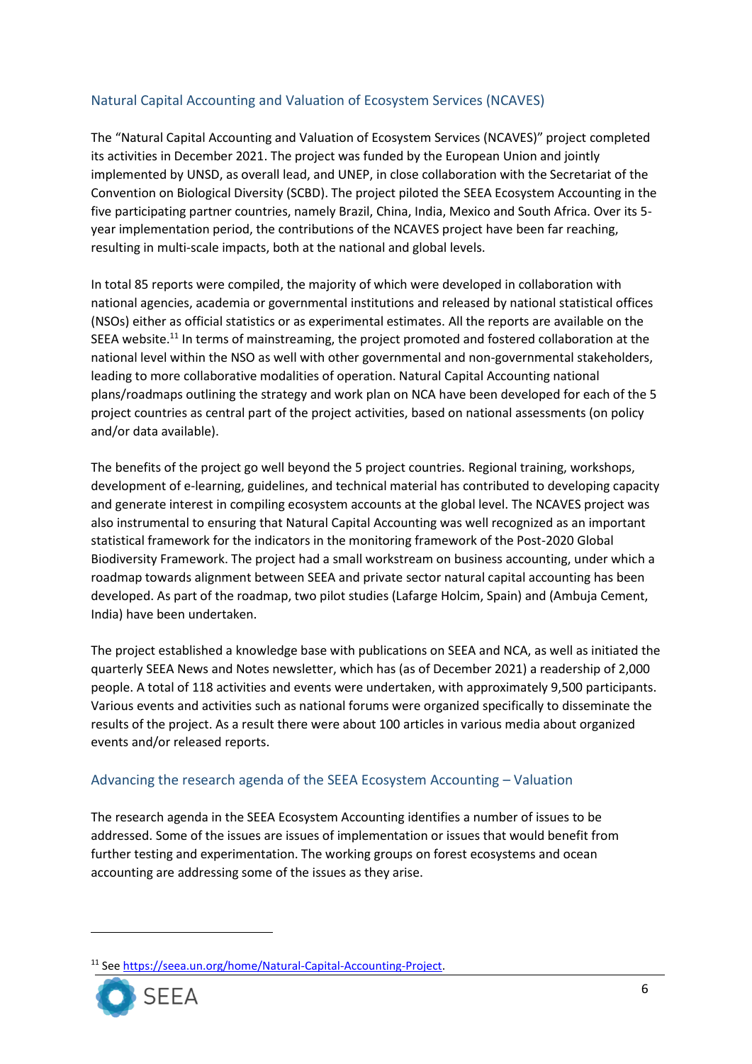## Natural Capital Accounting and Valuation of Ecosystem Services (NCAVES)

The "Natural Capital Accounting and Valuation of Ecosystem Services (NCAVES)" project completed its activities in December 2021. The project was funded by the European Union and jointly implemented by UNSD, as overall lead, and UNEP, in close collaboration with the Secretariat of the Convention on Biological Diversity (SCBD). The project piloted the SEEA Ecosystem Accounting in the five participating partner countries, namely Brazil, China, India, Mexico and South Africa. Over its 5-year implementation period, the contributions of the NCAVES project have been far reaching, resulting in multi-scale impacts, both at the national and global levels.

In total 85 reports were compiled, the majority of which were developed in collaboration with national agencies, academia or governmental institutions and released by national statistical offices (NSOs) either as official statistics or as experimental estimates. All the reports are available on the SEEA website.[11] In terms of mainstreaming, the project promoted and fostered collaboration at the national level within the NSO as well with other governmental and non-governmental stakeholders, leading to more collaborative modalities of operation. Natural Capital Accounting national plans/roadmaps outlining the strategy and work plan on NCA have been developed for each of the 5 project countries as central part of the project activities, based on national assessments (on policy and/or data available).

The benefits of the project go well beyond the 5 project countries. Regional training, workshops, development of e-learning, guidelines, and technical material has contributed to developing capacity and generate interest in compiling ecosystem accounts at the global level. The NCAVES project was also instrumental to ensuring that Natural Capital Accounting was well recognized as an important statistical framework for the indicators in the monitoring framework of the Post-2020 Global Biodiversity Framework. The project had a small workstream on business accounting, under which a roadmap towards alignment between SEEA and private sector natural capital accounting has been developed. As part of the roadmap, two pilot studies (Lafarge Holcim, Spain) and (Ambuja Cement, India) have been undertaken.

The project established a knowledge base with publications on SEEA and NCA, as well as initiated the quarterly SEEA News and Notes newsletter, which has (as of December 2021) a readership of 2,000 people. A total of 118 activities and events were undertaken, with approximately 9,500 participants. Various events and activities such as national forums were organized specifically to disseminate the results of the project. As a result there were about 100 articles in various media about organized events and/or released reports.

## Advancing the research agenda of the SEEA Ecosystem Accounting – Valuation

The research agenda in the SEEA Ecosystem Accounting identifies a number of issues to be addressed. Some of the issues are issues of implementation or issues that would benefit from further testing and experimentation. The working groups on forest ecosystems and ocean accounting are addressing some of the issues as they arise.

---

[11] See https://seea.un.org/home/Natural-Capital-Accounting-Project.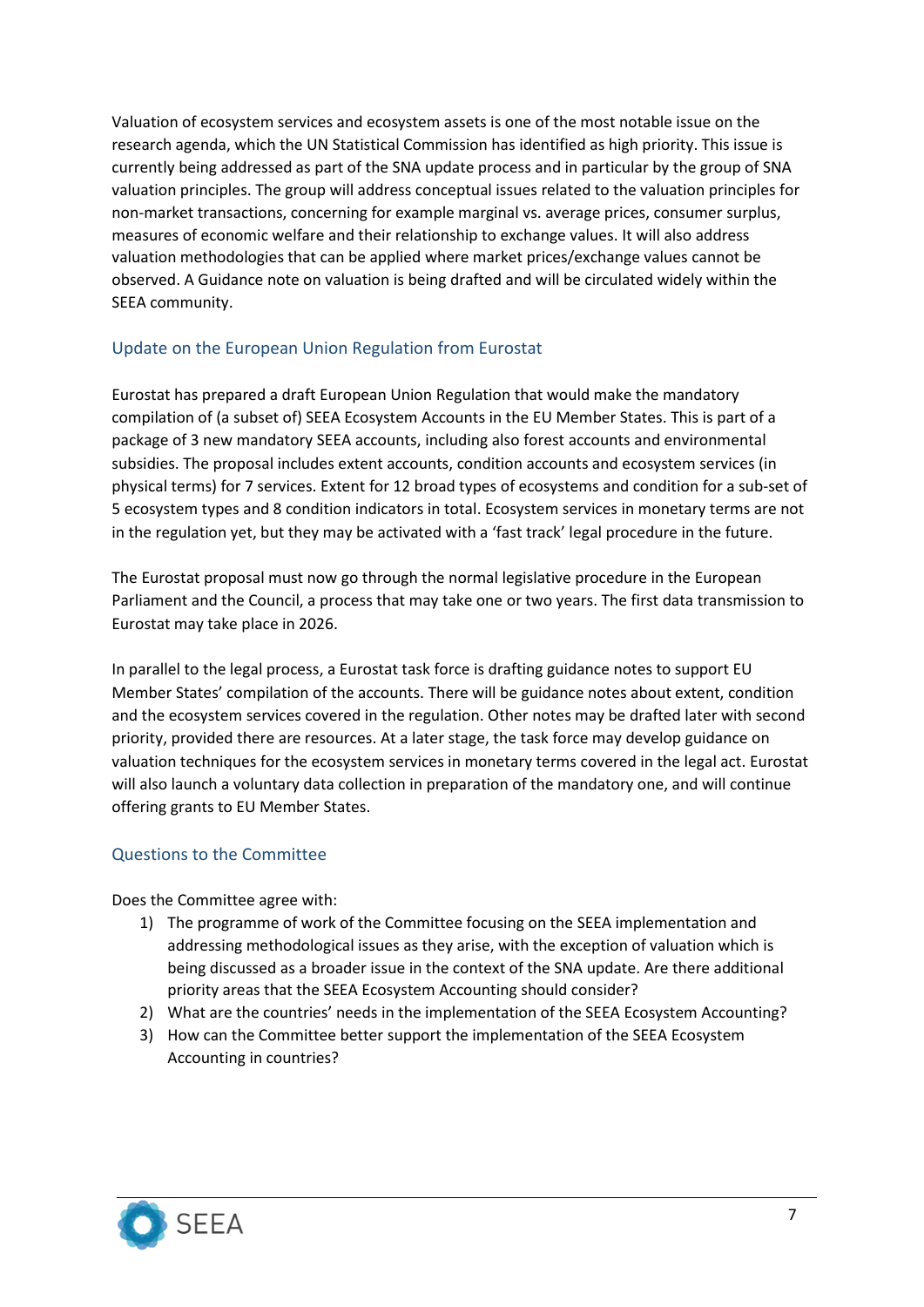Valuation of ecosystem services and ecosystem assets is one of the most notable issue on the research agenda, which the UN Statistical Commission has identified as high priority. This issue is currently being addressed as part of the SNA update process and in particular by the group of SNA valuation principles. The group will address conceptual issues related to the valuation principles for non-market transactions, concerning for example marginal vs. average prices, consumer surplus, measures of economic welfare and their relationship to exchange values. It will also address valuation methodologies that can be applied where market prices/exchange values cannot be observed. A Guidance note on valuation is being drafted and will be circulated widely within the SEEA community.

## Update on the European Union Regulation from Eurostat

Eurostat has prepared a draft European Union Regulation that would make the mandatory compilation of (a subset of) SEEA Ecosystem Accounts in the EU Member States. This is part of a package of 3 new mandatory SEEA accounts, including also forest accounts and environmental subsidies. The proposal includes extent accounts, condition accounts and ecosystem services (in physical terms) for 7 services. Extent for 12 broad types of ecosystems and condition for a sub-set of 5 ecosystem types and 8 condition indicators in total. Ecosystem services in monetary terms are not in the regulation yet, but they may be activated with a 'fast track' legal procedure in the future.

The Eurostat proposal must now go through the normal legislative procedure in the European Parliament and the Council, a process that may take one or two years. The first data transmission to Eurostat may take place in 2026.

In parallel to the legal process, a Eurostat task force is drafting guidance notes to support EU Member States' compilation of the accounts. There will be guidance notes about extent, condition and the ecosystem services covered in the regulation. Other notes may be drafted later with second priority, provided there are resources. At a later stage, the task force may develop guidance on valuation techniques for the ecosystem services in monetary terms covered in the legal act. Eurostat will also launch a voluntary data collection in preparation of the mandatory one, and will continue offering grants to EU Member States.

## Questions to the Committee

Does the Committee agree with:

1) The programme of work of the Committee focusing on the SEEA implementation and addressing methodological issues as they arise, with the exception of valuation which is being discussed as a broader issue in the context of the SNA update. Are there additional priority areas that the SEEA Ecosystem Accounting should consider?
2) What are the countries' needs in the implementation of the SEEA Ecosystem Accounting?
3) How can the Committee better support the implementation of the SEEA Ecosystem Accounting in countries?